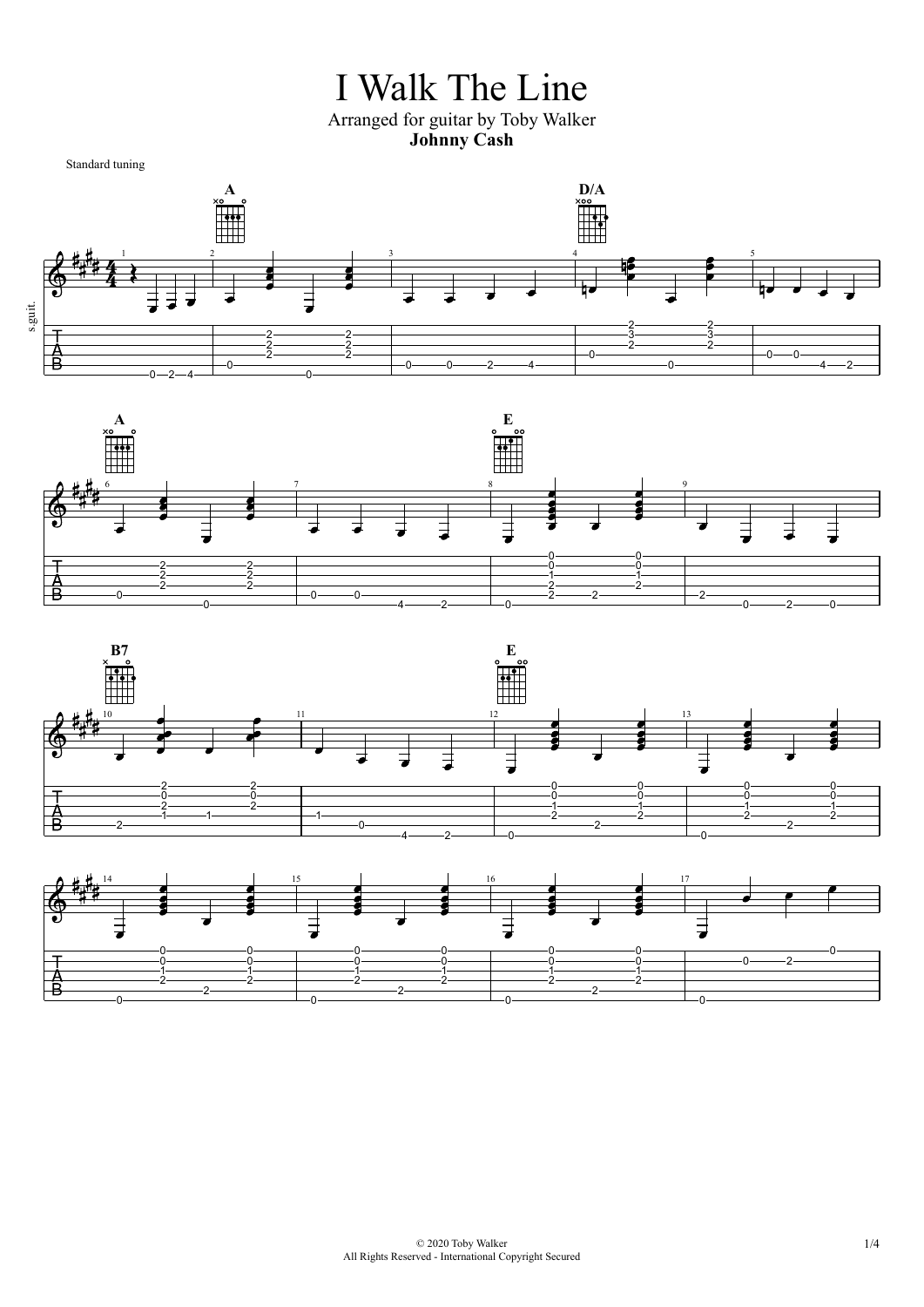# I Walk The Line

Arranged for guitar by Toby Walker

**Johnny Cash**

Standard tuning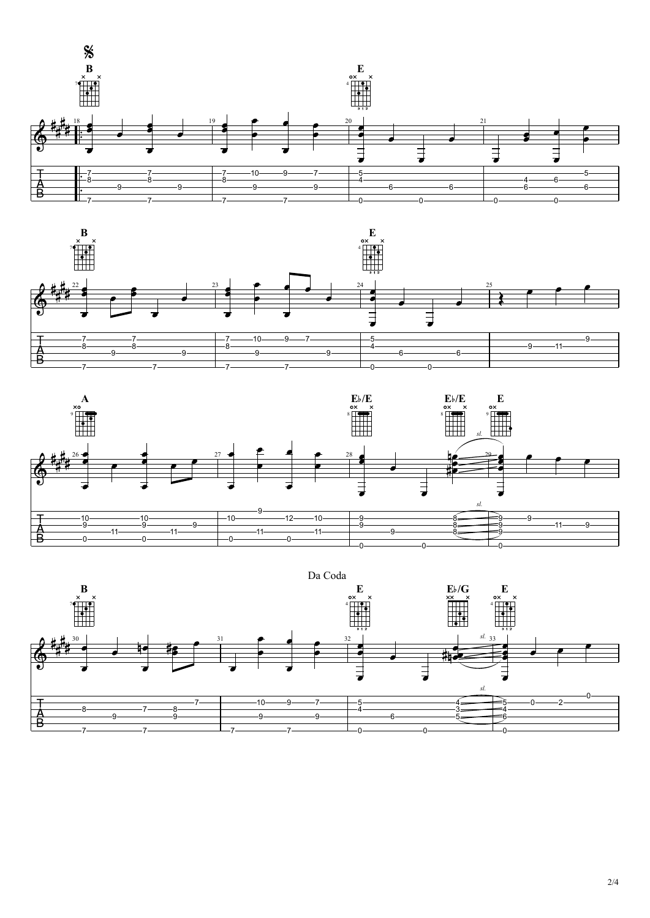Da Coda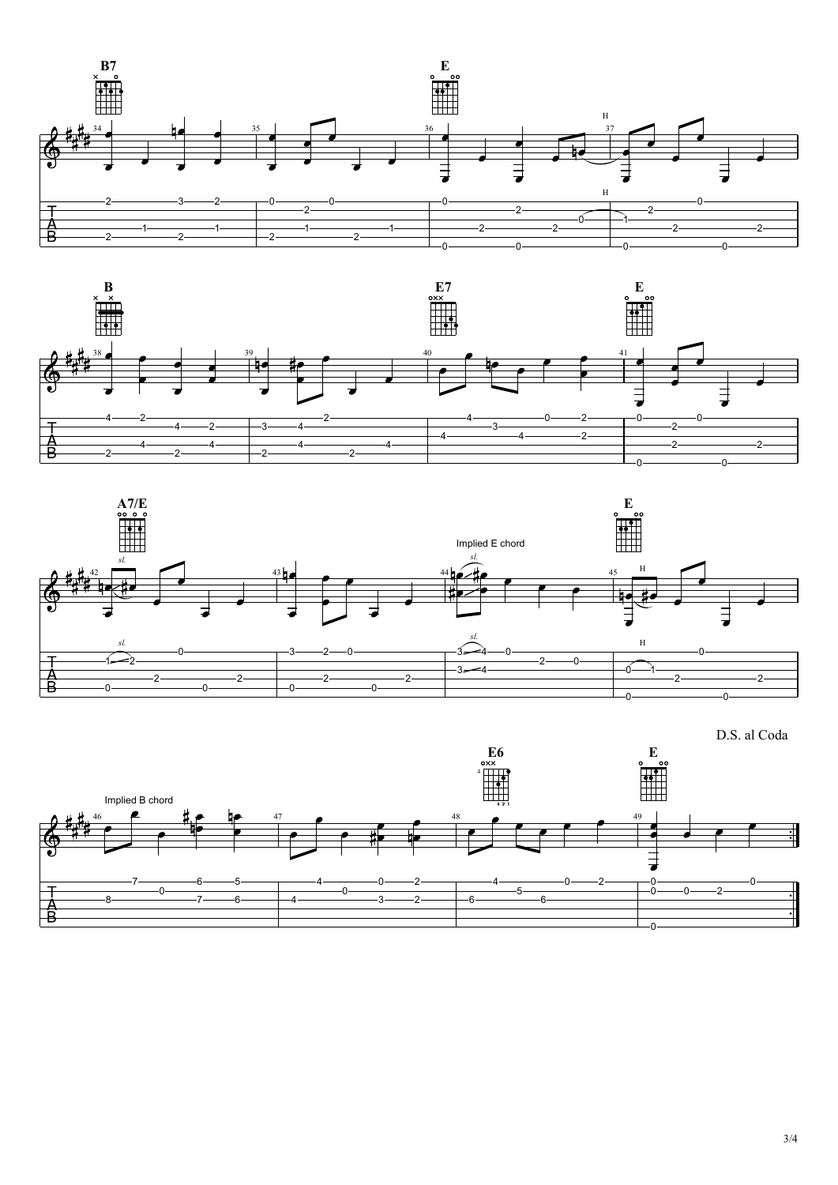B7 E

B E7 E

A7/E E

Implied E chord

D.S. al Coda

Implied B chord

E6 E